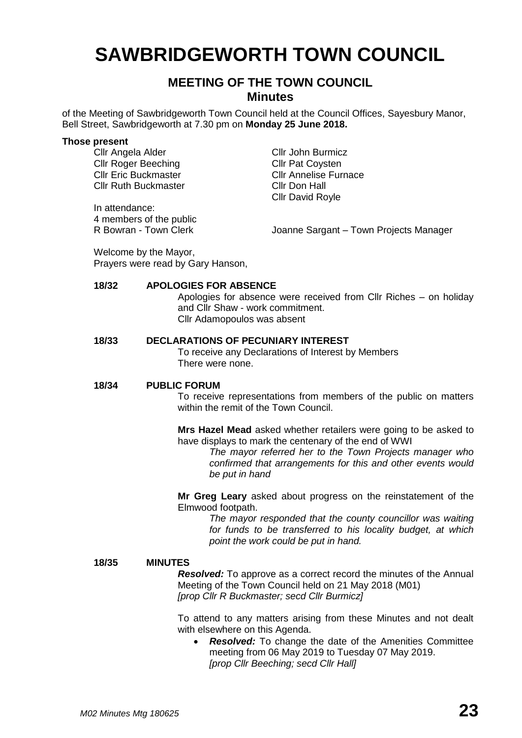# SAWBRIDGEWORTH TOWN COUNCIL

## MEETING OF THE TOWN COUNCIL
### Minutes

of the Meeting of Sawbridgeworth Town Council held at the Council Offices, Sayesbury Manor, Bell Street, Sawbridgeworth at 7.30 pm on **Monday 25 June 2018.**

**Those present**

Cllr Angela Alder
Cllr Roger Beeching
Cllr Eric Buckmaster
Cllr Ruth Buckmaster
Cllr John Burmicz
Cllr Pat Coysten
Cllr Annelise Furnace
Cllr Don Hall
Cllr David Royle

In attendance:
4 members of the public
R Bowran - Town Clerk
Joanne Sargant – Town Projects Manager

Welcome by the Mayor,
Prayers were read by Gary Hanson,

**18/32 APOLOGIES FOR ABSENCE**

Apologies for absence were received from Cllr Riches – on holiday and Cllr Shaw - work commitment.
Cllr Adamopoulos was absent

**18/33 DECLARATIONS OF PECUNIARY INTEREST**

To receive any Declarations of Interest by Members
There were none.

**18/34 PUBLIC FORUM**

To receive representations from members of the public on matters within the remit of the Town Council.

**Mrs Hazel Mead** asked whether retailers were going to be asked to have displays to mark the centenary of the end of WWI

> *The mayor referred her to the Town Projects manager who confirmed that arrangements for this and other events would be put in hand*

**Mr Greg Leary** asked about progress on the reinstatement of the Elmwood footpath.

> *The mayor responded that the county councillor was waiting for funds to be transferred to his locality budget, at which point the work could be put in hand.*

**18/35 MINUTES**

***Resolved:*** To approve as a correct record the minutes of the Annual Meeting of the Town Council held on 21 May 2018 (M01)
*[prop Cllr R Buckmaster; secd Cllr Burmicz]*

To attend to any matters arising from these Minutes and not dealt with elsewhere on this Agenda.

- ***Resolved:*** To change the date of the Amenities Committee meeting from 06 May 2019 to Tuesday 07 May 2019.
  *[prop Cllr Beeching; secd Cllr Hall]*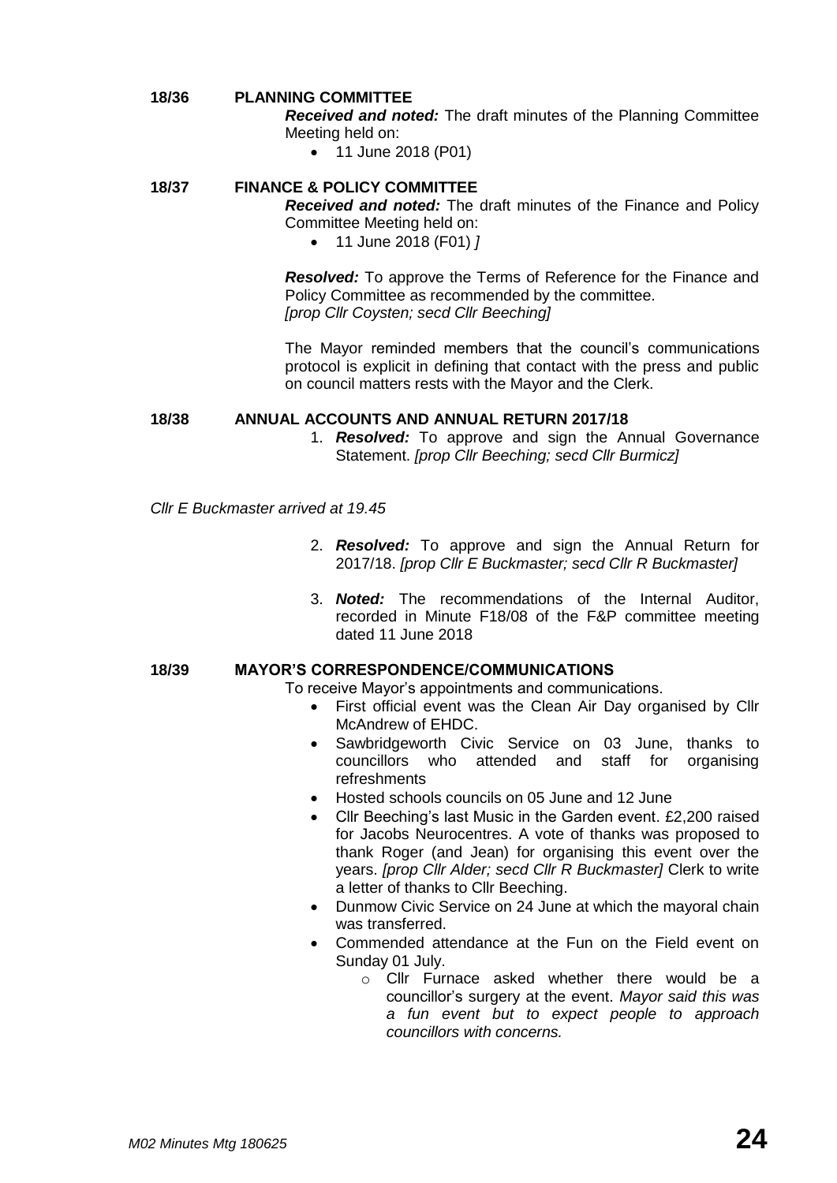**18/36 PLANNING COMMITTEE**

***Received and noted:*** The draft minutes of the Planning Committee Meeting held on:

- 11 June 2018 (P01)

**18/37 FINANCE & POLICY COMMITTEE**

***Received and noted:*** The draft minutes of the Finance and Policy Committee Meeting held on:

- 11 June 2018 (F01) *]*

***Resolved:*** To approve the Terms of Reference for the Finance and Policy Committee as recommended by the committee. *[prop Cllr Coysten; secd Cllr Beeching]*

The Mayor reminded members that the council's communications protocol is explicit in defining that contact with the press and public on council matters rests with the Mayor and the Clerk.

**18/38 ANNUAL ACCOUNTS AND ANNUAL RETURN 2017/18**

1. ***Resolved:*** To approve and sign the Annual Governance Statement. *[prop Cllr Beeching; secd Cllr Burmicz]*

*Cllr E Buckmaster arrived at 19.45*

2. ***Resolved:*** To approve and sign the Annual Return for 2017/18. *[prop Cllr E Buckmaster; secd Cllr R Buckmaster]*
3. ***Noted:*** The recommendations of the Internal Auditor, recorded in Minute F18/08 of the F&P committee meeting dated 11 June 2018

**18/39 MAYOR'S CORRESPONDENCE/COMMUNICATIONS**

To receive Mayor's appointments and communications.

- First official event was the Clean Air Day organised by Cllr McAndrew of EHDC.
- Sawbridgeworth Civic Service on 03 June, thanks to councillors who attended and staff for organising refreshments
- Hosted schools councils on 05 June and 12 June
- Cllr Beeching's last Music in the Garden event. £2,200 raised for Jacobs Neurocentres. A vote of thanks was proposed to thank Roger (and Jean) for organising this event over the years. *[prop Cllr Alder; secd Cllr R Buckmaster]* Clerk to write a letter of thanks to Cllr Beeching.
- Dunmow Civic Service on 24 June at which the mayoral chain was transferred.
- Commended attendance at the Fun on the Field event on Sunday 01 July.
    - Cllr Furnace asked whether there would be a councillor's surgery at the event. *Mayor said this was a fun event but to expect people to approach councillors with concerns.*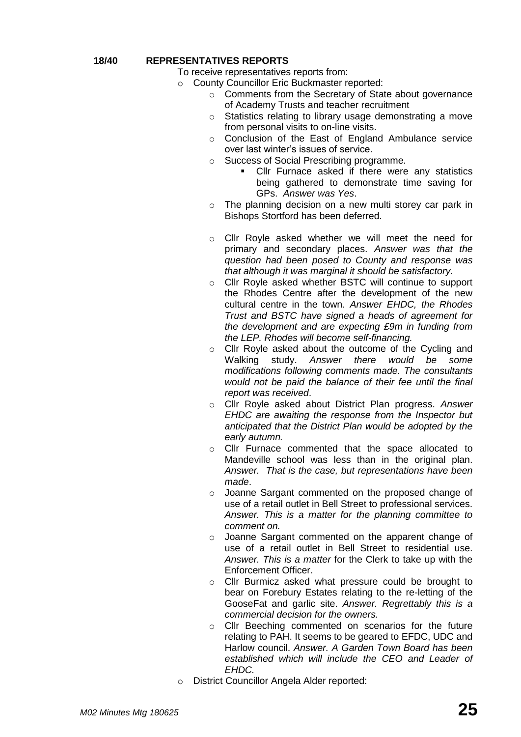**18/40 REPRESENTATIVES REPORTS**

To receive representatives reports from:

- County Councillor Eric Buckmaster reported:
  - Comments from the Secretary of State about governance of Academy Trusts and teacher recruitment
  - Statistics relating to library usage demonstrating a move from personal visits to on-line visits.
  - Conclusion of the East of England Ambulance service over last winter's issues of service.
  - Success of Social Prescribing programme.
    - Cllr Furnace asked if there were any statistics being gathered to demonstrate time saving for GPs. *Answer was Yes*.
  - The planning decision on a new multi storey car park in Bishops Stortford has been deferred.
  - Cllr Royle asked whether we will meet the need for primary and secondary places. *Answer was that the question had been posed to County and response was that although it was marginal it should be satisfactory.*
  - Cllr Royle asked whether BSTC will continue to support the Rhodes Centre after the development of the new cultural centre in the town. *Answer EHDC, the Rhodes Trust and BSTC have signed a heads of agreement for the development and are expecting £9m in funding from the LEP. Rhodes will become self-financing.*
  - Cllr Royle asked about the outcome of the Cycling and Walking study. *Answer there would be some modifications following comments made. The consultants would not be paid the balance of their fee until the final report was received*.
  - Cllr Royle asked about District Plan progress. *Answer EHDC are awaiting the response from the Inspector but anticipated that the District Plan would be adopted by the early autumn.*
  - Cllr Furnace commented that the space allocated to Mandeville school was less than in the original plan. *Answer. That is the case, but representations have been made*.
  - Joanne Sargant commented on the proposed change of use of a retail outlet in Bell Street to professional services. *Answer. This is a matter for the planning committee to comment on.*
  - Joanne Sargant commented on the apparent change of use of a retail outlet in Bell Street to residential use. *Answer. This is a matter* for the Clerk to take up with the Enforcement Officer.
  - Cllr Burmicz asked what pressure could be brought to bear on Forebury Estates relating to the re-letting of the GooseFat and garlic site. *Answer. Regrettably this is a commercial decision for the owners.*
  - Cllr Beeching commented on scenarios for the future relating to PAH. It seems to be geared to EFDC, UDC and Harlow council. *Answer. A Garden Town Board has been established which will include the CEO and Leader of EHDC.*
- District Councillor Angela Alder reported: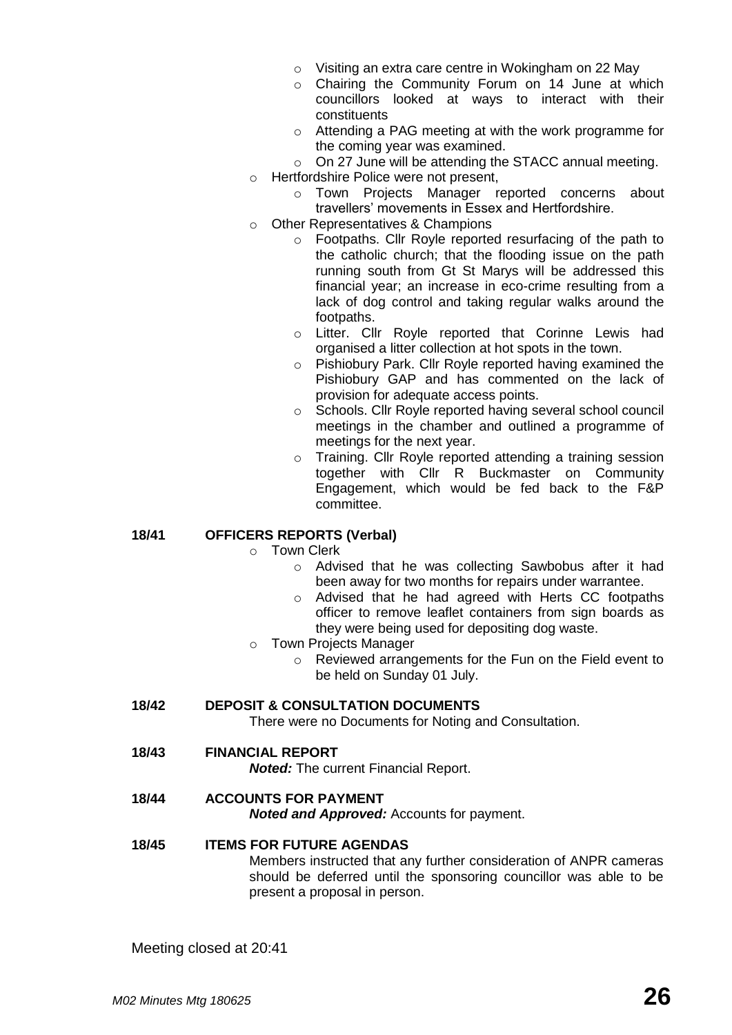- Visiting an extra care centre in Wokingham on 22 May
  - Chairing the Community Forum on 14 June at which councillors looked at ways to interact with their constituents
  - Attending a PAG meeting at with the work programme for the coming year was examined.
  - On 27 June will be attending the STACC annual meeting.
- Hertfordshire Police were not present,
  - Town Projects Manager reported concerns about travellers' movements in Essex and Hertfordshire.
- Other Representatives & Champions
  - Footpaths. Cllr Royle reported resurfacing of the path to the catholic church; that the flooding issue on the path running south from Gt St Marys will be addressed this financial year; an increase in eco-crime resulting from a lack of dog control and taking regular walks around the footpaths.
  - Litter. Cllr Royle reported that Corinne Lewis had organised a litter collection at hot spots in the town.
  - Pishiobury Park. Cllr Royle reported having examined the Pishiobury GAP and has commented on the lack of provision for adequate access points.
  - Schools. Cllr Royle reported having several school council meetings in the chamber and outlined a programme of meetings for the next year.
  - Training. Cllr Royle reported attending a training session together with Cllr R Buckmaster on Community Engagement, which would be fed back to the F&P committee.

**18/41 OFFICERS REPORTS (Verbal)**

- Town Clerk
  - Advised that he was collecting Sawbobus after it had been away for two months for repairs under warrantee.
  - Advised that he had agreed with Herts CC footpaths officer to remove leaflet containers from sign boards as they were being used for depositing dog waste.
- Town Projects Manager
  - Reviewed arrangements for the Fun on the Field event to be held on Sunday 01 July.

**18/42 DEPOSIT & CONSULTATION DOCUMENTS**

There were no Documents for Noting and Consultation.

**18/43 FINANCIAL REPORT**

***Noted:*** The current Financial Report.

**18/44 ACCOUNTS FOR PAYMENT**

***Noted and Approved:*** Accounts for payment.

**18/45 ITEMS FOR FUTURE AGENDAS**

Members instructed that any further consideration of ANPR cameras should be deferred until the sponsoring councillor was able to be present a proposal in person.

Meeting closed at 20:41